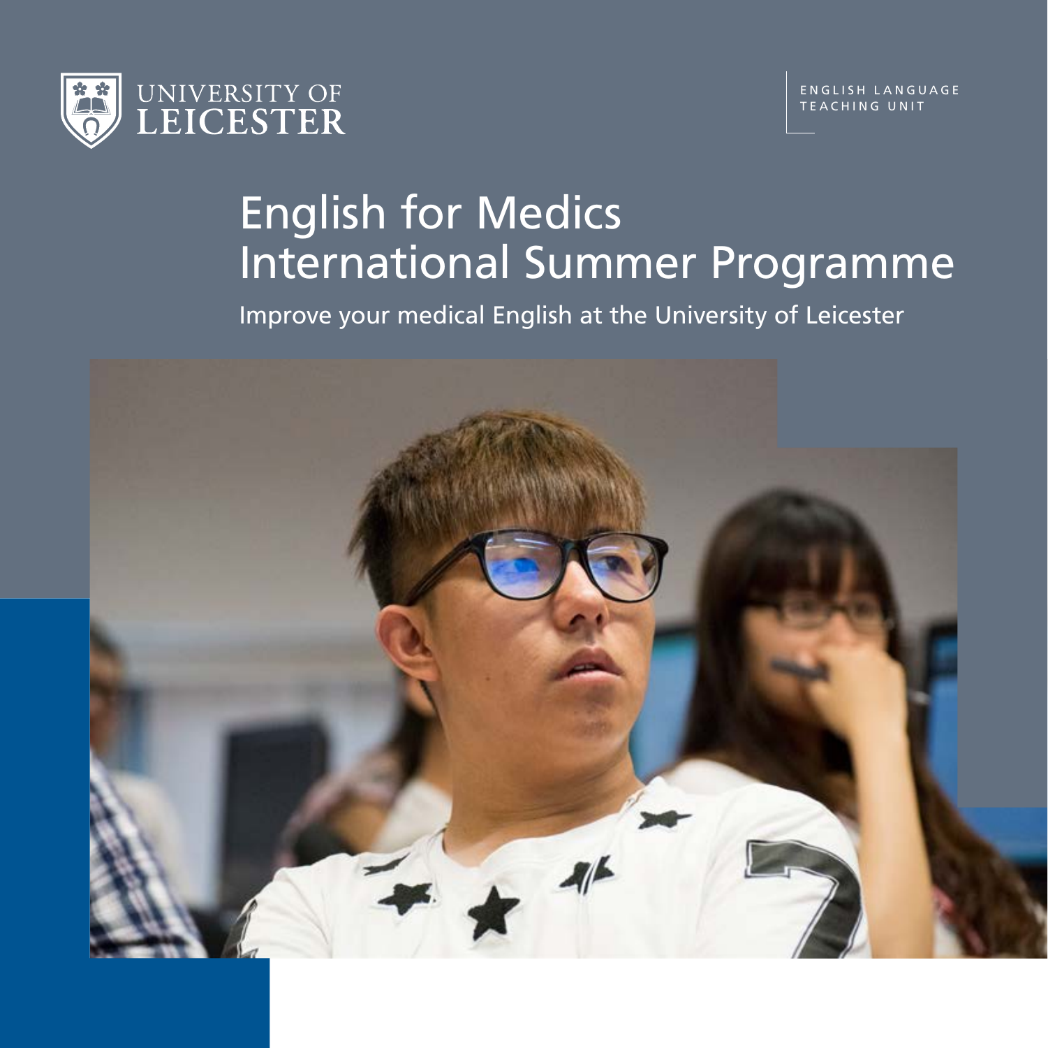UNIVERSITY OF LEICESTER

ENGLISH LANGUAGE TEACHING UNIT

# English for Medics International Summer Programme

Improve your medical English at the University of Leicester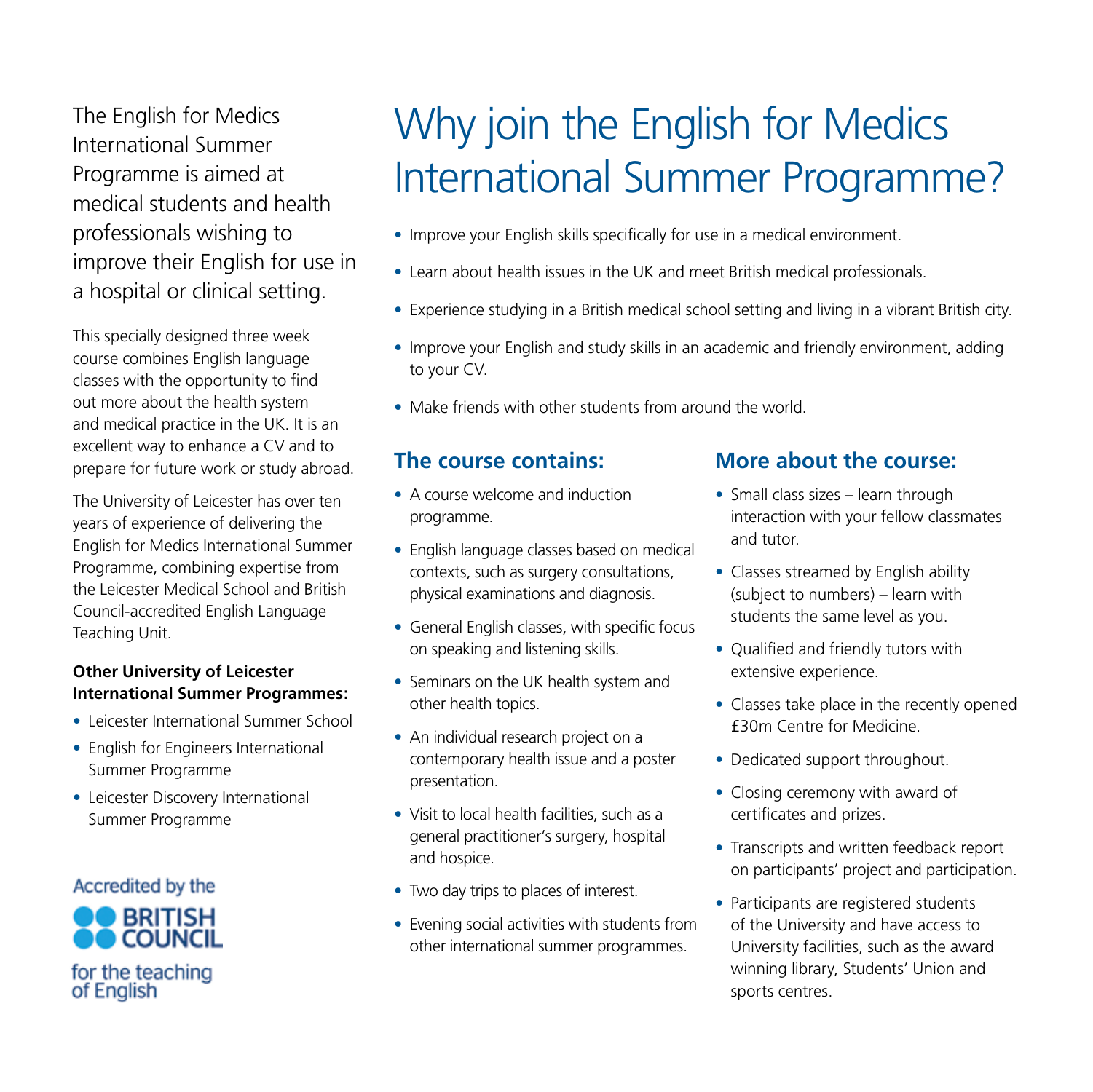The English for Medics International Summer Programme is aimed at medical students and health professionals wishing to improve their English for use in a hospital or clinical setting.

This specially designed three week course combines English language classes with the opportunity to find out more about the health system and medical practice in the UK. It is an excellent way to enhance a CV and to prepare for future work or study abroad.

The University of Leicester has over ten years of experience of delivering the English for Medics International Summer Programme, combining expertise from the Leicester Medical School and British Council-accredited English Language Teaching Unit.

**Other University of Leicester International Summer Programmes:**

- Leicester International Summer School
- English for Engineers International Summer Programme
- Leicester Discovery International Summer Programme

Accredited by the BRITISH COUNCIL for the teaching of English

# Why join the English for Medics International Summer Programme?

- Improve your English skills specifically for use in a medical environment.
- Learn about health issues in the UK and meet British medical professionals.
- Experience studying in a British medical school setting and living in a vibrant British city.
- Improve your English and study skills in an academic and friendly environment, adding to your CV.
- Make friends with other students from around the world.

## The course contains:

- A course welcome and induction programme.
- English language classes based on medical contexts, such as surgery consultations, physical examinations and diagnosis.
- General English classes, with specific focus on speaking and listening skills.
- Seminars on the UK health system and other health topics.
- An individual research project on a contemporary health issue and a poster presentation.
- Visit to local health facilities, such as a general practitioner's surgery, hospital and hospice.
- Two day trips to places of interest.
- Evening social activities with students from other international summer programmes.

## More about the course:

- Small class sizes – learn through interaction with your fellow classmates and tutor.
- Classes streamed by English ability (subject to numbers) – learn with students the same level as you.
- Qualified and friendly tutors with extensive experience.
- Classes take place in the recently opened £30m Centre for Medicine.
- Dedicated support throughout.
- Closing ceremony with award of certificates and prizes.
- Transcripts and written feedback report on participants' project and participation.
- Participants are registered students of the University and have access to University facilities, such as the award winning library, Students' Union and sports centres.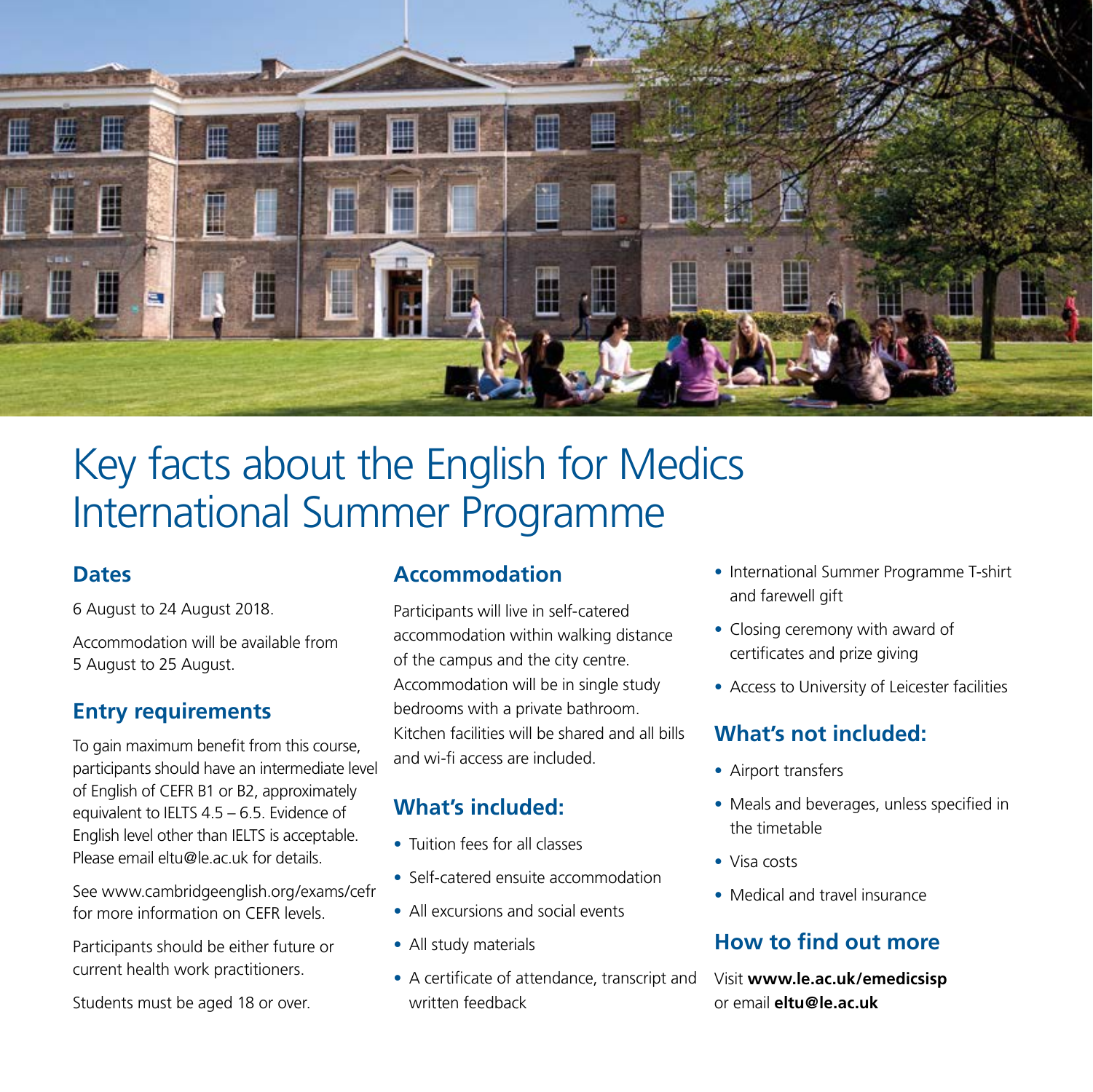# Key facts about the English for Medics International Summer Programme

## Dates

6 August to 24 August 2018.

Accommodation will be available from 5 August to 25 August.

## Entry requirements

To gain maximum benefit from this course, participants should have an intermediate level of English of CEFR B1 or B2, approximately equivalent to IELTS 4.5 – 6.5. Evidence of English level other than IELTS is acceptable. Please email eltu@le.ac.uk for details.

See www.cambridgeenglish.org/exams/cefr for more information on CEFR levels.

Participants should be either future or current health work practitioners.

Students must be aged 18 or over.

## Accommodation

Participants will live in self-catered accommodation within walking distance of the campus and the city centre. Accommodation will be in single study bedrooms with a private bathroom. Kitchen facilities will be shared and all bills and wi-fi access are included.

## What's included:

- Tuition fees for all classes
- Self-catered ensuite accommodation
- All excursions and social events
- All study materials
- A certificate of attendance, transcript and written feedback
- International Summer Programme T-shirt and farewell gift
- Closing ceremony with award of certificates and prize giving
- Access to University of Leicester facilities

## What's not included:

- Airport transfers
- Meals and beverages, unless specified in the timetable
- Visa costs
- Medical and travel insurance

## How to find out more

Visit **www.le.ac.uk/emedicsisp** or email **eltu@le.ac.uk**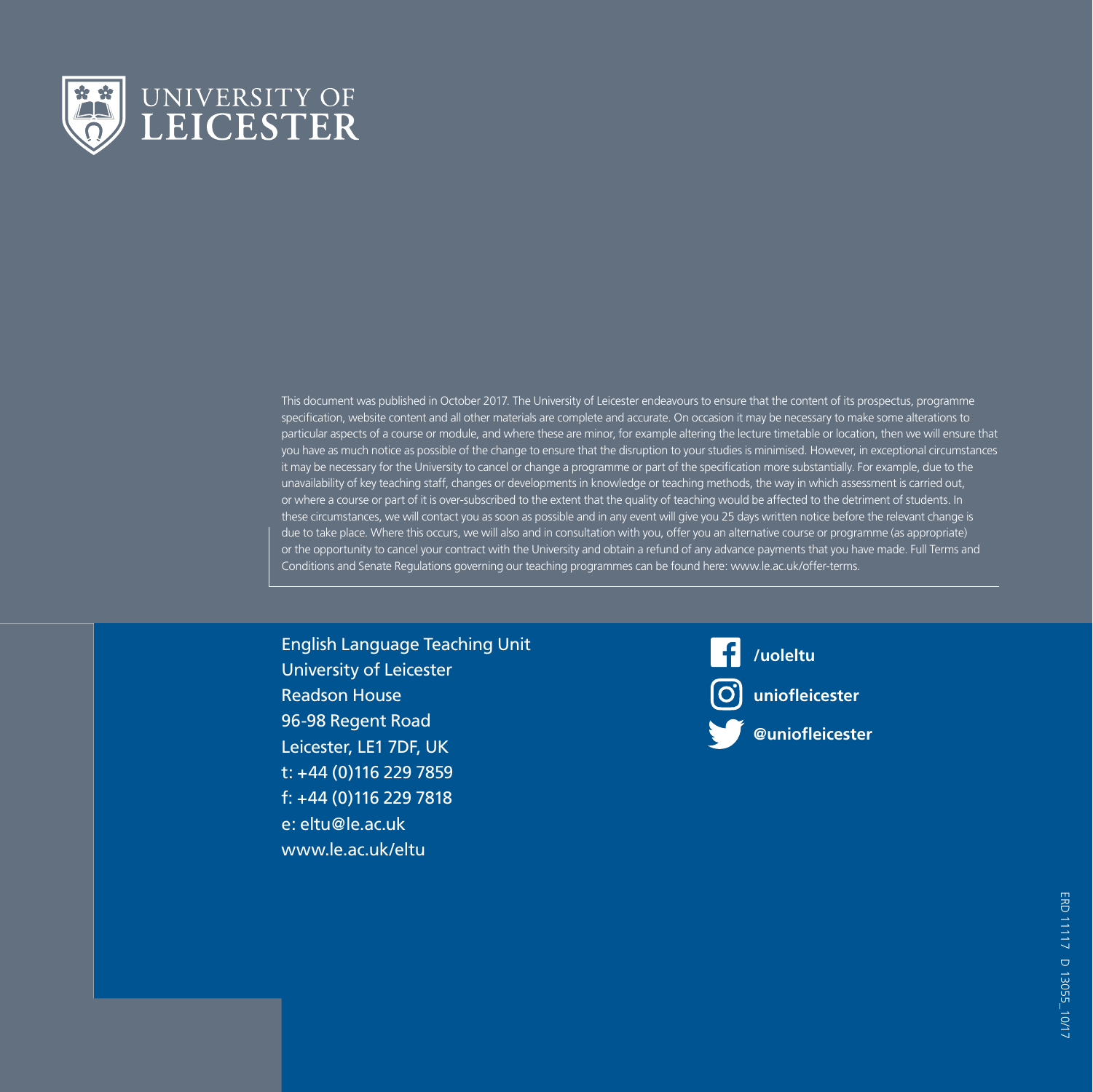UNIVERSITY OF
LEICESTER

This document was published in October 2017. The University of Leicester endeavours to ensure that the content of its prospectus, programme specification, website content and all other materials are complete and accurate. On occasion it may be necessary to make some alterations to particular aspects of a course or module, and where these are minor, for example altering the lecture timetable or location, then we will ensure that you have as much notice as possible of the change to ensure that the disruption to your studies is minimised. However, in exceptional circumstances it may be necessary for the University to cancel or change a programme or part of the specification more substantially. For example, due to the unavailability of key teaching staff, changes or developments in knowledge or teaching methods, the way in which assessment is carried out, or where a course or part of it is over-subscribed to the extent that the quality of teaching would be affected to the detriment of students. In these circumstances, we will contact you as soon as possible and in any event will give you 25 days written notice before the relevant change is due to take place. Where this occurs, we will also and in consultation with you, offer you an alternative course or programme (as appropriate) or the opportunity to cancel your contract with the University and obtain a refund of any advance payments that you have made. Full Terms and Conditions and Senate Regulations governing our teaching programmes can be found here: www.le.ac.uk/offer-terms.

English Language Teaching Unit
University of Leicester
Readson House
96-98 Regent Road
Leicester, LE1 7DF, UK
t: +44 (0)116 229 7859
f: +44 (0)116 229 7818
e: eltu@le.ac.uk
www.le.ac.uk/eltu

**/uoleltu**

**uniofleicester**

**@uniofleicester**

ERD 11117 D 13055_10/17